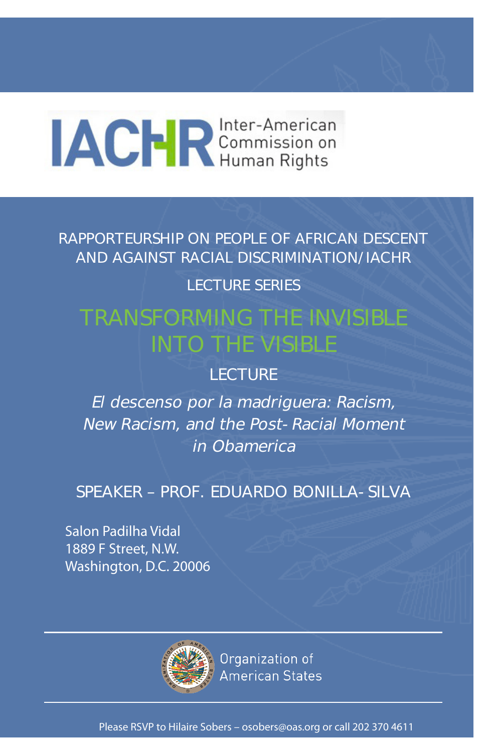IACHR Inter-American Commission on Human Rights

RAPPORTEURSHIP ON PEOPLE OF AFRICAN DESCENT AND AGAINST RACIAL DISCRIMINATION/ IACHR

LECTURE SERIES

# TRANSFORMING THE INVISIBLE INTO THE VISIBLE

## LECTURE

*El descenso por la madriguera: Racism, New Racism, and the Post- Racial Moment in Obamerica*

SPEAKER – PROF. EDUARDO BONILLA- SILVA

Salon Padilha Vidal
1889 F Street, N.W.
Washington, D.C. 20006

Organization of American States

Please RSVP to Hilaire Sobers – osobers@oas.org or call 202 370 4611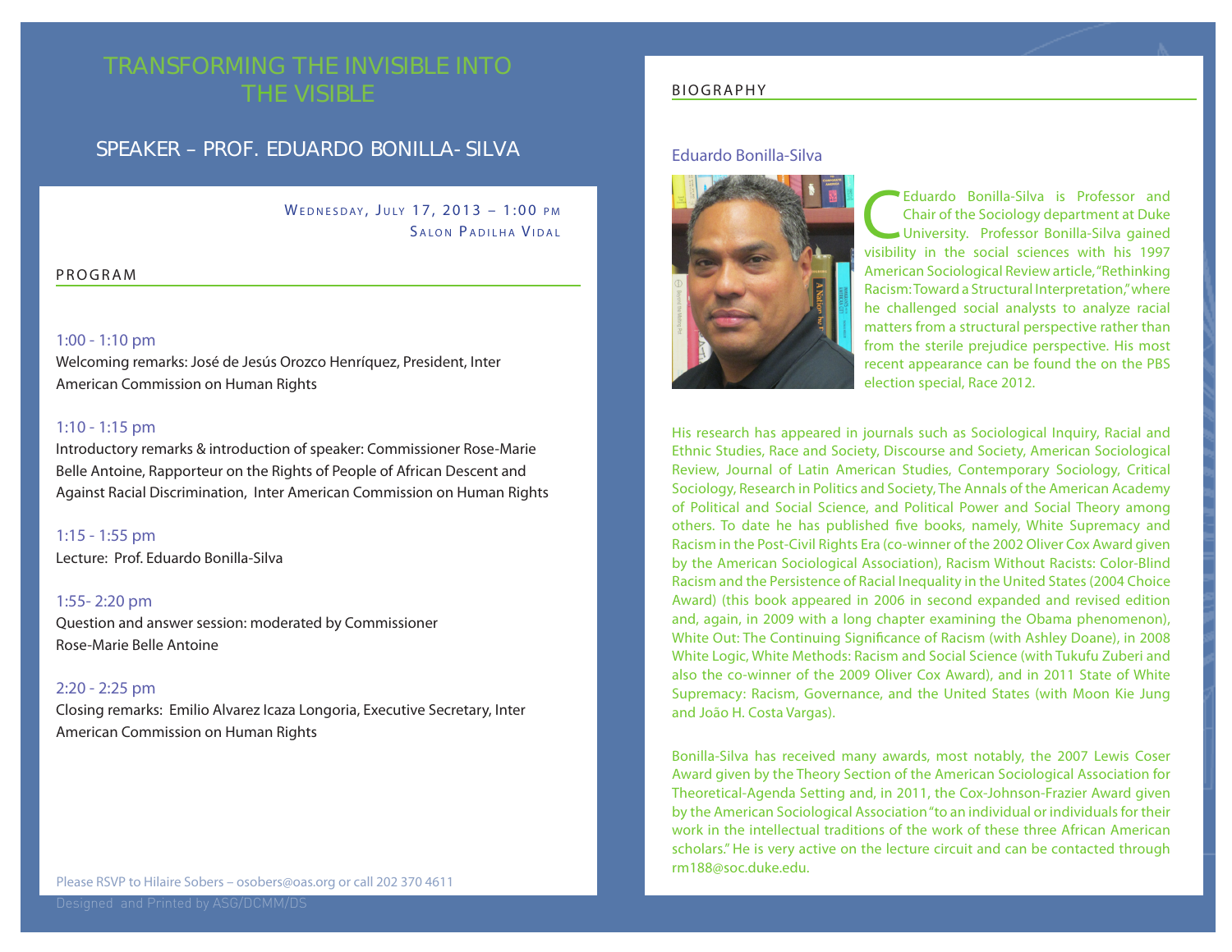# TRANSFORMING THE INVISIBLE INTO THE VISIBLE

## SPEAKER – PROF. EDUARDO BONILLA- SILVA

WEDNESDAY, JULY 17, 2013 – 1:00 PM
SALON PADILHA VIDAL

### PROGRAM

**1:00 - 1:10 pm**
Welcoming remarks: José de Jesús Orozco Henríquez, President, Inter American Commission on Human Rights

**1:10 - 1:15 pm**
Introductory remarks & introduction of speaker: Commissioner Rose-Marie Belle Antoine, Rapporteur on the Rights of People of African Descent and Against Racial Discrimination, Inter American Commission on Human Rights

**1:15 - 1:55 pm**
Lecture: Prof. Eduardo Bonilla-Silva

**1:55- 2:20 pm**
Question and answer session: moderated by Commissioner Rose-Marie Belle Antoine

**2:20 - 2:25 pm**
Closing remarks: Emilio Alvarez Icaza Longoria, Executive Secretary, Inter American Commission on Human Rights

Please RSVP to Hilaire Sobers – osobers@oas.org or call 202 370 4611

Designed and Printed by ASG/DCMM/DS

### BIOGRAPHY

#### Eduardo Bonilla-Silva

Eduardo Bonilla-Silva is Professor and Chair of the Sociology department at Duke University. Professor Bonilla-Silva gained visibility in the social sciences with his 1997 American Sociological Review article, "Rethinking Racism: Toward a Structural Interpretation," where he challenged social analysts to analyze racial matters from a structural perspective rather than from the sterile prejudice perspective. His most recent appearance can be found the on the PBS election special, Race 2012.

His research has appeared in journals such as Sociological Inquiry, Racial and Ethnic Studies, Race and Society, Discourse and Society, American Sociological Review, Journal of Latin American Studies, Contemporary Sociology, Critical Sociology, Research in Politics and Society, The Annals of the American Academy of Political and Social Science, and Political Power and Social Theory among others. To date he has published five books, namely, White Supremacy and Racism in the Post-Civil Rights Era (co-winner of the 2002 Oliver Cox Award given by the American Sociological Association), Racism Without Racists: Color-Blind Racism and the Persistence of Racial Inequality in the United States (2004 Choice Award) (this book appeared in 2006 in second expanded and revised edition and, again, in 2009 with a long chapter examining the Obama phenomenon), White Out: The Continuing Significance of Racism (with Ashley Doane), in 2008 White Logic, White Methods: Racism and Social Science (with Tukufu Zuberi and also the co-winner of the 2009 Oliver Cox Award), and in 2011 State of White Supremacy: Racism, Governance, and the United States (with Moon Kie Jung and João H. Costa Vargas).

Bonilla-Silva has received many awards, most notably, the 2007 Lewis Coser Award given by the Theory Section of the American Sociological Association for Theoretical-Agenda Setting and, in 2011, the Cox-Johnson-Frazier Award given by the American Sociological Association "to an individual or individuals for their work in the intellectual traditions of the work of these three African American scholars." He is very active on the lecture circuit and can be contacted through rm188@soc.duke.edu.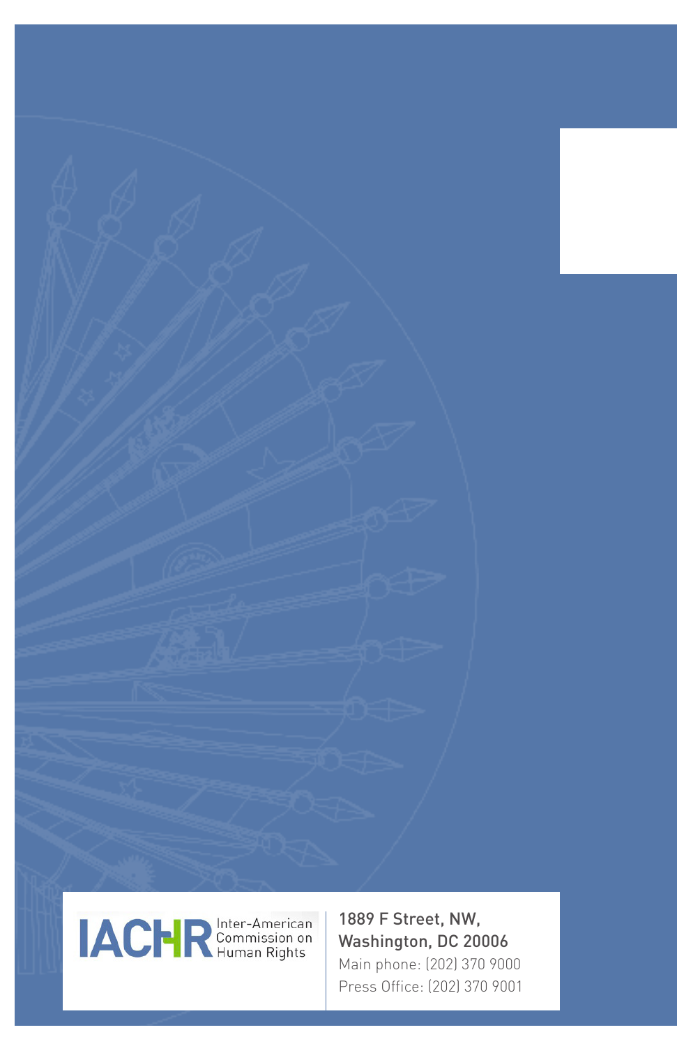IACHR Inter-American Commission on Human Rights

1889 F Street, NW,
Washington, DC 20006
Main phone: (202) 370 9000
Press Office: (202) 370 9001